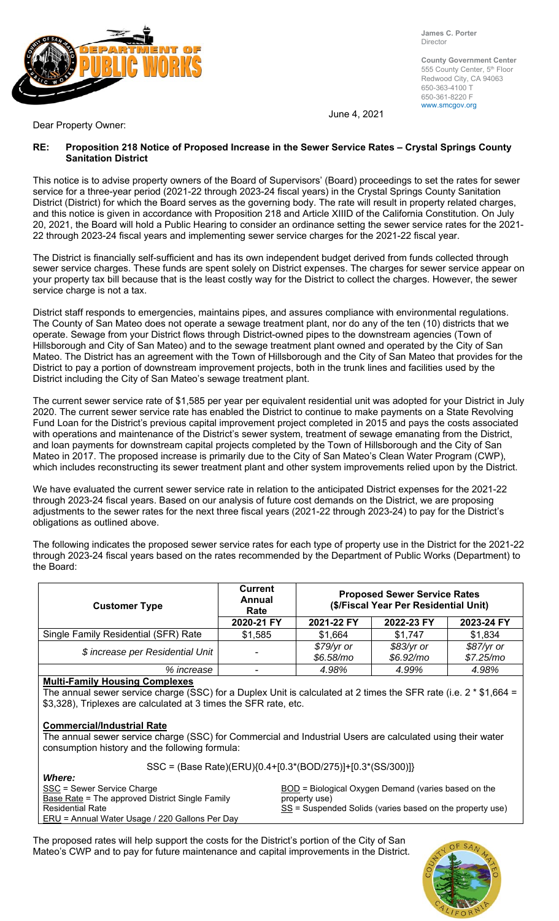James C. Porter
Director

County Government Center
555 County Center, 5th Floor
Redwood City, CA 94063
650-363-4100 T
650-361-8220 F
www.smcgov.org

June 4, 2021

Dear Property Owner:

**RE: Proposition 218 Notice of Proposed Increase in the Sewer Service Rates – Crystal Springs County Sanitation District**

This notice is to advise property owners of the Board of Supervisors' (Board) proceedings to set the rates for sewer service for a three-year period (2021-22 through 2023-24 fiscal years) in the Crystal Springs County Sanitation District (District) for which the Board serves as the governing body. The rate will result in property related charges, and this notice is given in accordance with Proposition 218 and Article XIIID of the California Constitution. On July 20, 2021, the Board will hold a Public Hearing to consider an ordinance setting the sewer service rates for the 2021-22 through 2023-24 fiscal years and implementing sewer service charges for the 2021-22 fiscal year.

The District is financially self-sufficient and has its own independent budget derived from funds collected through sewer service charges. These funds are spent solely on District expenses. The charges for sewer service appear on your property tax bill because that is the least costly way for the District to collect the charges. However, the sewer service charge is not a tax.

District staff responds to emergencies, maintains pipes, and assures compliance with environmental regulations. The County of San Mateo does not operate a sewage treatment plant, nor do any of the ten (10) districts that we operate. Sewage from your District flows through District-owned pipes to the downstream agencies (Town of Hillsborough and City of San Mateo) and to the sewage treatment plant owned and operated by the City of San Mateo. The District has an agreement with the Town of Hillsborough and the City of San Mateo that provides for the District to pay a portion of downstream improvement projects, both in the trunk lines and facilities used by the District including the City of San Mateo's sewage treatment plant.

The current sewer service rate of $1,585 per year per equivalent residential unit was adopted for your District in July 2020. The current sewer service rate has enabled the District to continue to make payments on a State Revolving Fund Loan for the District's previous capital improvement project completed in 2015 and pays the costs associated with operations and maintenance of the District's sewer system, treatment of sewage emanating from the District, and loan payments for downstream capital projects completed by the Town of Hillsborough and the City of San Mateo in 2017. The proposed increase is primarily due to the City of San Mateo's Clean Water Program (CWP), which includes reconstructing its sewer treatment plant and other system improvements relied upon by the District.

We have evaluated the current sewer service rate in relation to the anticipated District expenses for the 2021-22 through 2023-24 fiscal years. Based on our analysis of future cost demands on the District, we are proposing adjustments to the sewer rates for the next three fiscal years (2021-22 through 2023-24) to pay for the District's obligations as outlined above.

The following indicates the proposed sewer service rates for each type of property use in the District for the 2021-22 through 2023-24 fiscal years based on the rates recommended by the Department of Public Works (Department) to the Board:

| Customer Type | Current Annual Rate | Proposed Sewer Service Rates ($/Fiscal Year Per Residential Unit) | | |
|---|---|---|---|---|
| | 2020-21 FY | 2021-22 FY | 2022-23 FY | 2023-24 FY |
| Single Family Residential (SFR) Rate | $1,585 | $1,664 | $1,747 | $1,834 |
| *$ increase per Residential Unit* | - | *$79/yr or $6.58/mo* | *$83/yr or $6.92/mo* | *$87/yr or $7.25/mo* |
| *% increase* | - | *4.98%* | *4.99%* | *4.98%* |

**Multi-Family Housing Complexes**

The annual sewer service charge (SSC) for a Duplex Unit is calculated at 2 times the SFR rate (i.e. 2 * $1,664 = $3,328), Triplexes are calculated at 3 times the SFR rate, etc.

**Commercial/Industrial Rate**

The annual sewer service charge (SSC) for Commercial and Industrial Users are calculated using their water consumption history and the following formula:

$$SSC = (Base\ Rate)(ERU)\{0.4+[0.3*(BOD/275)]+[0.3*(SS/300)]\}$$

***Where:***

SSC = Sewer Service Charge
Base Rate = The approved District Single Family Residential Rate
ERU = Annual Water Usage / 220 Gallons Per Day
BOD = Biological Oxygen Demand (varies based on the property use)
SS = Suspended Solids (varies based on the property use)

The proposed rates will help support the costs for the District's portion of the City of San Mateo's CWP and to pay for future maintenance and capital improvements in the District.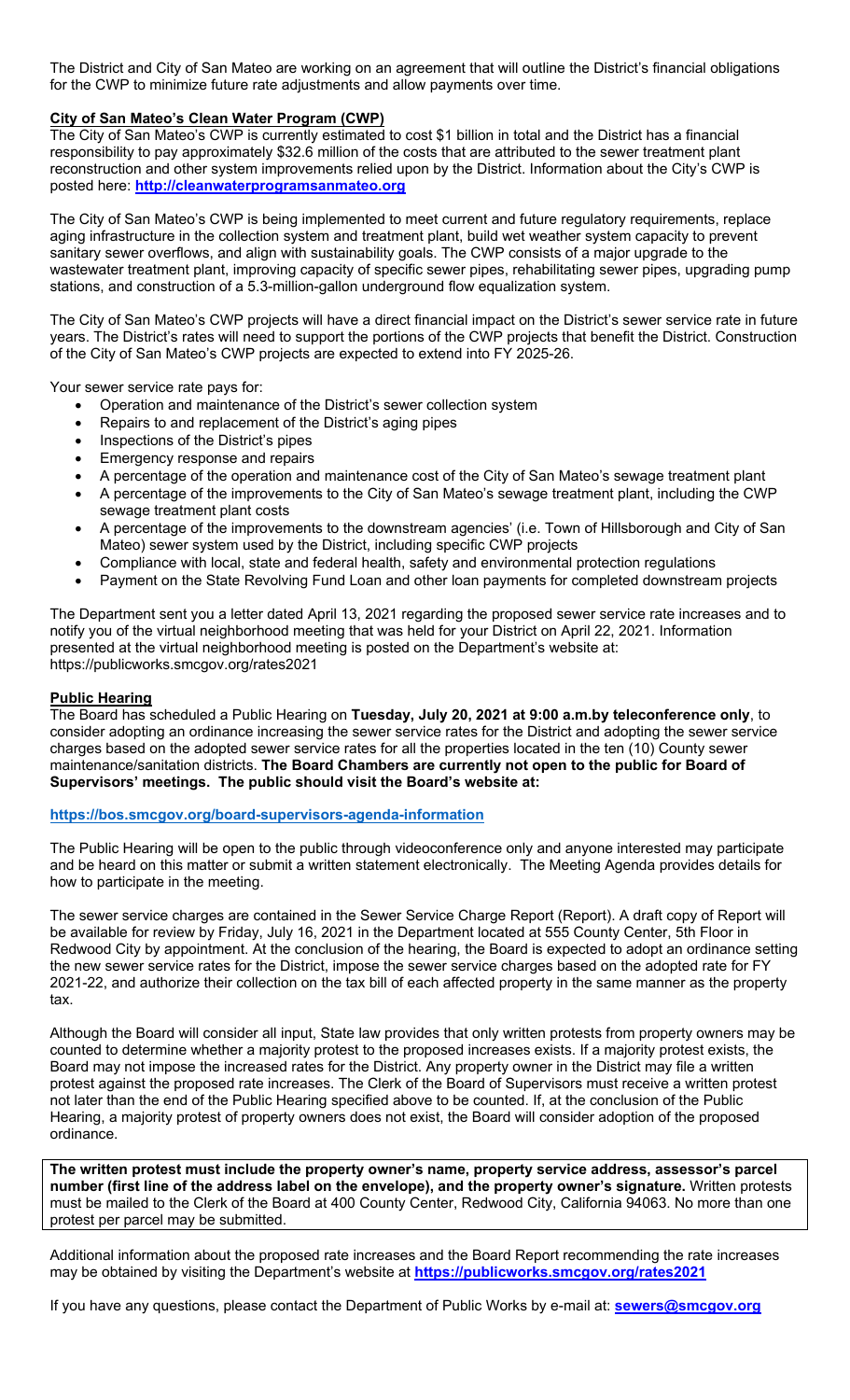The District and City of San Mateo are working on an agreement that will outline the District's financial obligations for the CWP to minimize future rate adjustments and allow payments over time.

## City of San Mateo's Clean Water Program (CWP)

The City of San Mateo's CWP is currently estimated to cost $1 billion in total and the District has a financial responsibility to pay approximately $32.6 million of the costs that are attributed to the sewer treatment plant reconstruction and other system improvements relied upon by the District. Information about the City's CWP is posted here: **http://cleanwaterprogramsanmateo.org**

The City of San Mateo's CWP is being implemented to meet current and future regulatory requirements, replace aging infrastructure in the collection system and treatment plant, build wet weather system capacity to prevent sanitary sewer overflows, and align with sustainability goals. The CWP consists of a major upgrade to the wastewater treatment plant, improving capacity of specific sewer pipes, rehabilitating sewer pipes, upgrading pump stations, and construction of a 5.3-million-gallon underground flow equalization system.

The City of San Mateo's CWP projects will have a direct financial impact on the District's sewer service rate in future years. The District's rates will need to support the portions of the CWP projects that benefit the District. Construction of the City of San Mateo's CWP projects are expected to extend into FY 2025-26.

Your sewer service rate pays for:

- Operation and maintenance of the District's sewer collection system
- Repairs to and replacement of the District's aging pipes
- Inspections of the District's pipes
- Emergency response and repairs
- A percentage of the operation and maintenance cost of the City of San Mateo's sewage treatment plant
- A percentage of the improvements to the City of San Mateo's sewage treatment plant, including the CWP sewage treatment plant costs
- A percentage of the improvements to the downstream agencies' (i.e. Town of Hillsborough and City of San Mateo) sewer system used by the District, including specific CWP projects
- Compliance with local, state and federal health, safety and environmental protection regulations
- Payment on the State Revolving Fund Loan and other loan payments for completed downstream projects

The Department sent you a letter dated April 13, 2021 regarding the proposed sewer service rate increases and to notify you of the virtual neighborhood meeting that was held for your District on April 22, 2021. Information presented at the virtual neighborhood meeting is posted on the Department's website at: https://publicworks.smcgov.org/rates2021

## Public Hearing

The Board has scheduled a Public Hearing on **Tuesday, July 20, 2021 at 9:00 a.m.by teleconference only**, to consider adopting an ordinance increasing the sewer service rates for the District and adopting the sewer service charges based on the adopted sewer service rates for all the properties located in the ten (10) County sewer maintenance/sanitation districts. **The Board Chambers are currently not open to the public for Board of Supervisors' meetings. The public should visit the Board's website at:**

**https://bos.smcgov.org/board-supervisors-agenda-information**

The Public Hearing will be open to the public through videoconference only and anyone interested may participate and be heard on this matter or submit a written statement electronically. The Meeting Agenda provides details for how to participate in the meeting.

The sewer service charges are contained in the Sewer Service Charge Report (Report). A draft copy of Report will be available for review by Friday, July 16, 2021 in the Department located at 555 County Center, 5th Floor in Redwood City by appointment. At the conclusion of the hearing, the Board is expected to adopt an ordinance setting the new sewer service rates for the District, impose the sewer service charges based on the adopted rate for FY 2021-22, and authorize their collection on the tax bill of each affected property in the same manner as the property tax.

Although the Board will consider all input, State law provides that only written protests from property owners may be counted to determine whether a majority protest to the proposed increases exists. If a majority protest exists, the Board may not impose the increased rates for the District. Any property owner in the District may file a written protest against the proposed rate increases. The Clerk of the Board of Supervisors must receive a written protest not later than the end of the Public Hearing specified above to be counted. If, at the conclusion of the Public Hearing, a majority protest of property owners does not exist, the Board will consider adoption of the proposed ordinance.

**The written protest must include the property owner's name, property service address, assessor's parcel number (first line of the address label on the envelope), and the property owner's signature.** Written protests must be mailed to the Clerk of the Board at 400 County Center, Redwood City, California 94063. No more than one protest per parcel may be submitted.

Additional information about the proposed rate increases and the Board Report recommending the rate increases may be obtained by visiting the Department's website at **https://publicworks.smcgov.org/rates2021**

If you have any questions, please contact the Department of Public Works by e-mail at: **sewers@smcgov.org**